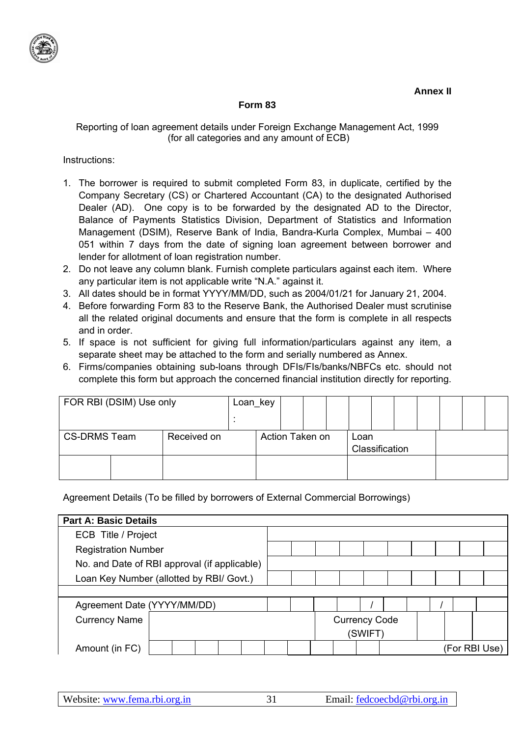**Annex II**

## Form 83

Reporting of loan agreement details under Foreign Exchange Management Act, 1999
(for all categories and any amount of ECB)

Instructions:

1. The borrower is required to submit completed Form 83, in duplicate, certified by the Company Secretary (CS) or Chartered Accountant (CA) to the designated Authorised Dealer (AD). One copy is to be forwarded by the designated AD to the Director, Balance of Payments Statistics Division, Department of Statistics and Information Management (DSIM), Reserve Bank of India, Bandra-Kurla Complex, Mumbai – 400 051 within 7 days from the date of signing loan agreement between borrower and lender for allotment of loan registration number.
2. Do not leave any column blank. Furnish complete particulars against each item. Where any particular item is not applicable write "N.A." against it.
3. All dates should be in format YYYY/MM/DD, such as 2004/01/21 for January 21, 2004.
4. Before forwarding Form 83 to the Reserve Bank, the Authorised Dealer must scrutinise all the related original documents and ensure that the form is complete in all respects and in order.
5. If space is not sufficient for giving full information/particulars against any item, a separate sheet may be attached to the form and serially numbered as Annex.
6. Firms/companies obtaining sub-loans through DFIs/FIs/banks/NBFCs etc. should not complete this form but approach the concerned financial institution directly for reporting.

| FOR RBI (DSIM) Use only | | Loan_key : | | | |
|---|---|---|---|---|---|
| CS-DRMS Team | | Received on | Action Taken on | Loan Classification | |
| | | | | | |

Agreement Details (To be filled by borrowers of External Commercial Borrowings)

| **Part A: Basic Details** | | | |
|---|---|---|---|
| ECB Title / Project | | | |
| Registration Number | | | |
| No. and Date of RBI approval (if applicable) | | | |
| Loan Key Number (allotted by RBI/ Govt.) | | | |
| | | | |
| Agreement Date (YYYY/MM/DD) | / / | | |
| Currency Name | | Currency Code (SWIFT) | |
| Amount (in FC) | | | (For RBI Use) |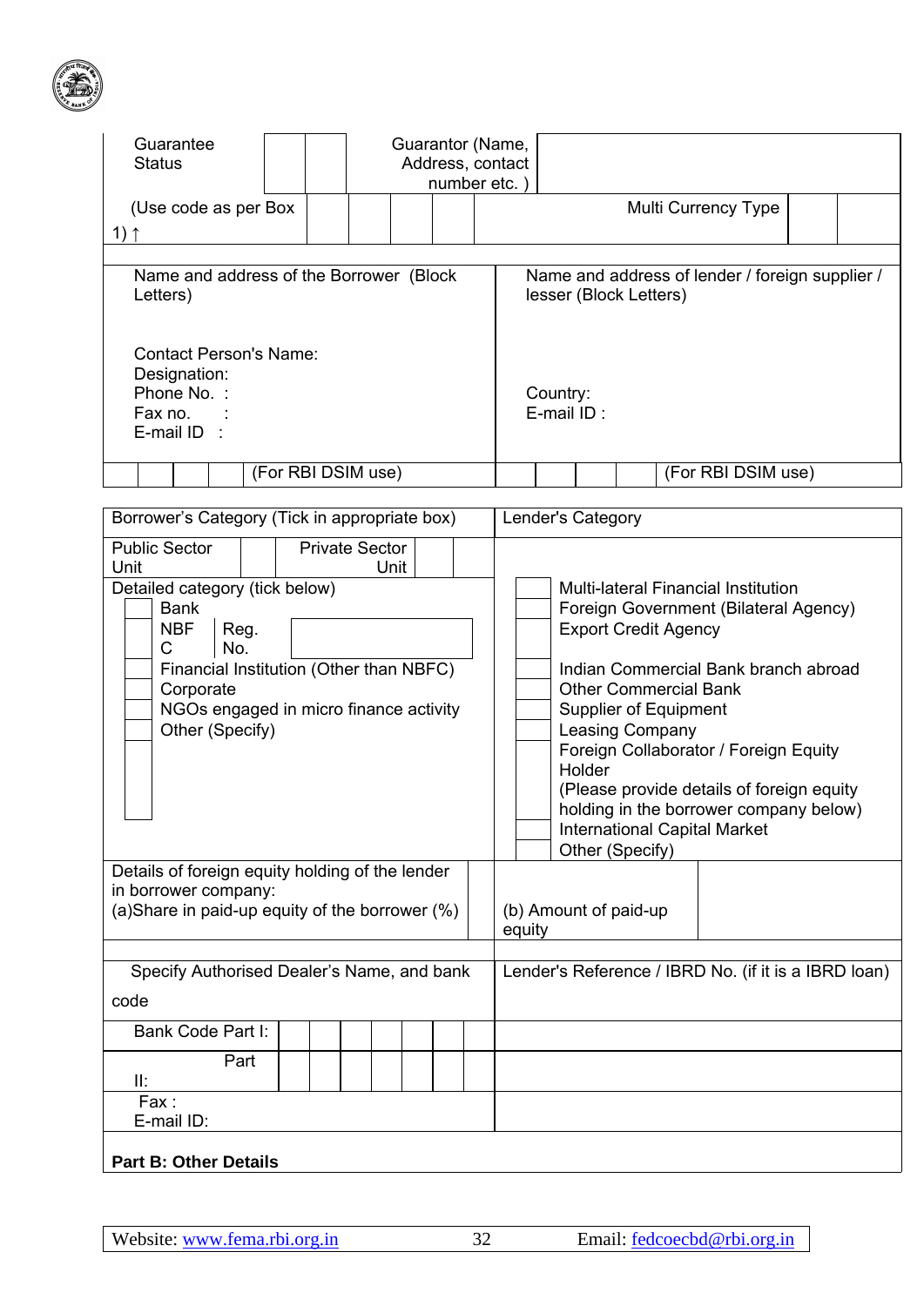| Guarantee Status | | | Guarantor (Name, Address, contact number etc. ) | |
|---|---|---|---|---|
| (Use code as per Box 1) ↑ | | | | Multi Currency Type |

| Name and address of the Borrower (Block Letters) | Name and address of lender / foreign supplier / lesser (Block Letters) |
|---|---|
| Contact Person's Name:<br>Designation:<br>Phone No. :<br>Fax no. :<br>E-mail ID : | Country:<br>E-mail ID : |
| (For RBI DSIM use) | (For RBI DSIM use) |

| Borrower's Category (Tick in appropriate box) | Lender's Category |
|---|---|
| Public Sector Unit ☐ Private Sector Unit ☐ | |
| Detailed category (tick below)<br>☐ Bank<br>☐ NBFC Reg. No.<br>☐ Financial Institution (Other than NBFC)<br>☐ Corporate<br>☐ NGOs engaged in micro finance activity<br>☐ Other (Specify) | ☐ Multi-lateral Financial Institution<br>☐ Foreign Government (Bilateral Agency)<br>☐ Export Credit Agency<br>☐ Indian Commercial Bank branch abroad<br>☐ Other Commercial Bank<br>☐ Supplier of Equipment<br>☐ Leasing Company<br>☐ Foreign Collaborator / Foreign Equity Holder<br>(Please provide details of foreign equity holding in the borrower company below)<br>☐ International Capital Market<br>☐ Other (Specify) |
| Details of foreign equity holding of the lender in borrower company:<br>(a)Share in paid-up equity of the borrower (%) | (b) Amount of paid-up equity |

| Specify Authorised Dealer's Name, and bank code | Lender's Reference / IBRD No. (if it is a IBRD loan) |
|---|---|
| Bank Code Part I: | |
| Part II: | |
| Fax :<br>E-mail ID: | |

**Part B: Other Details**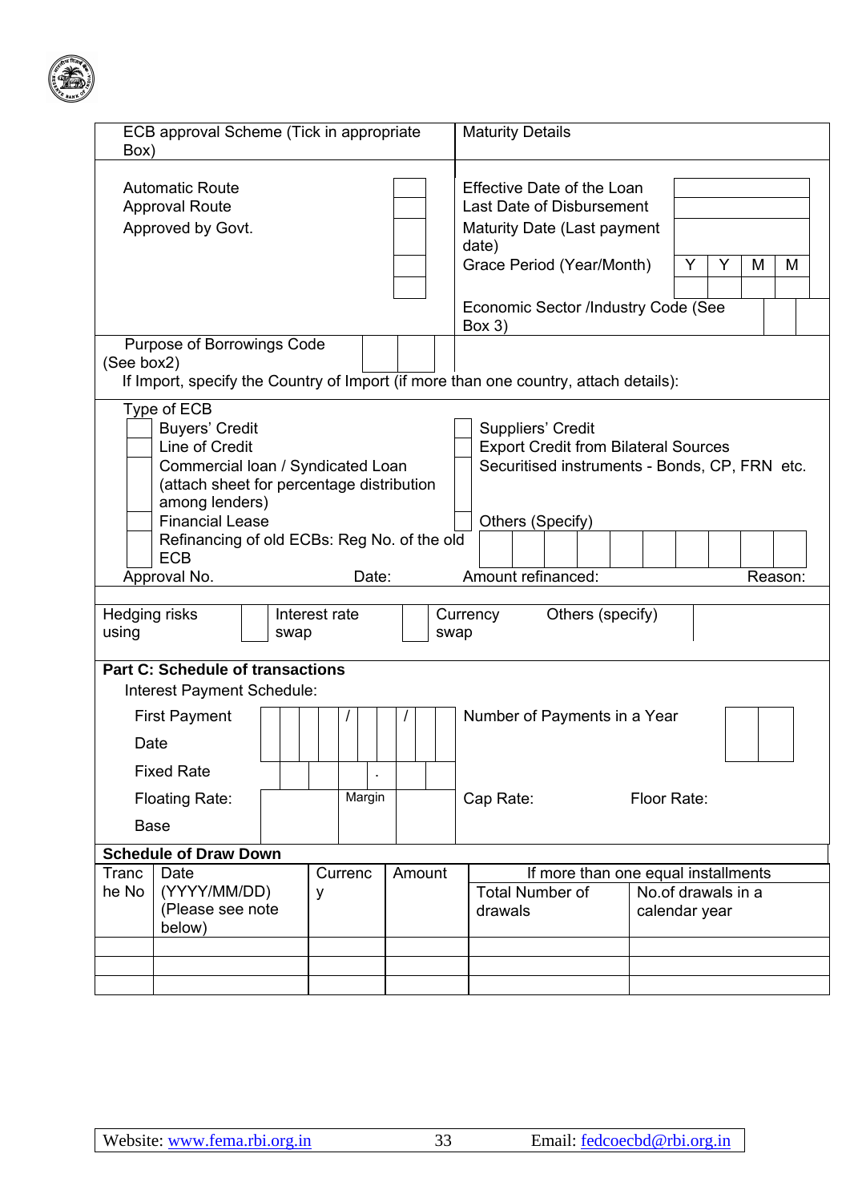| ECB approval Scheme (Tick in appropriate Box) | | Maturity Details | |
|---|---|---|---|
| Automatic Route | | Effective Date of the Loan | |
| Approval Route | | Last Date of Disbursement | |
| Approved by Govt. | | Maturity Date (Last payment date) | |
| | | Grace Period (Year/Month) | Y Y M M |
| | | Economic Sector /Industry Code (See Box 3) | |

Purpose of Borrowings Code (See box2)

If Import, specify the Country of Import (if more than one country, attach details):

Type of ECB

| | | | |
|---|---|---|---|
| ☐ | Buyers' Credit | ☐ | Suppliers' Credit |
| ☐ | Line of Credit | ☐ | Export Credit from Bilateral Sources |
| ☐ | Commercial loan / Syndicated Loan (attach sheet for percentage distribution among lenders) | ☐ | Securitised instruments - Bonds, CP, FRN etc. |
| ☐ | Financial Lease | ☐ | Others (Specify) |
| ☐ | Refinancing of old ECBs: Reg No. of the old ECB | | |

Approval No. Date: Amount refinanced: Reason:

| Hedging risks using | ☐ | Interest rate swap | ☐ | Currency swap | Others (specify) |
|---|---|---|---|---|---|

**Part C: Schedule of transactions**

Interest Payment Schedule:

| | | | |
|---|---|---|---|
| First Payment Date | / / | Number of Payments in a Year | |
| Fixed Rate | . | | |
| Floating Rate: Base | Margin | Cap Rate: | Floor Rate: |

**Schedule of Draw Down**

| Tranche No | Date (YYYY/MM/DD) (Please see note below) | Currency | Amount | If more than one equal installments | |
|---|---|---|---|---|---|
| | | | | Total Number of drawals | No.of drawals in a calendar year |
| | | | | | |
| | | | | | |
| | | | | | |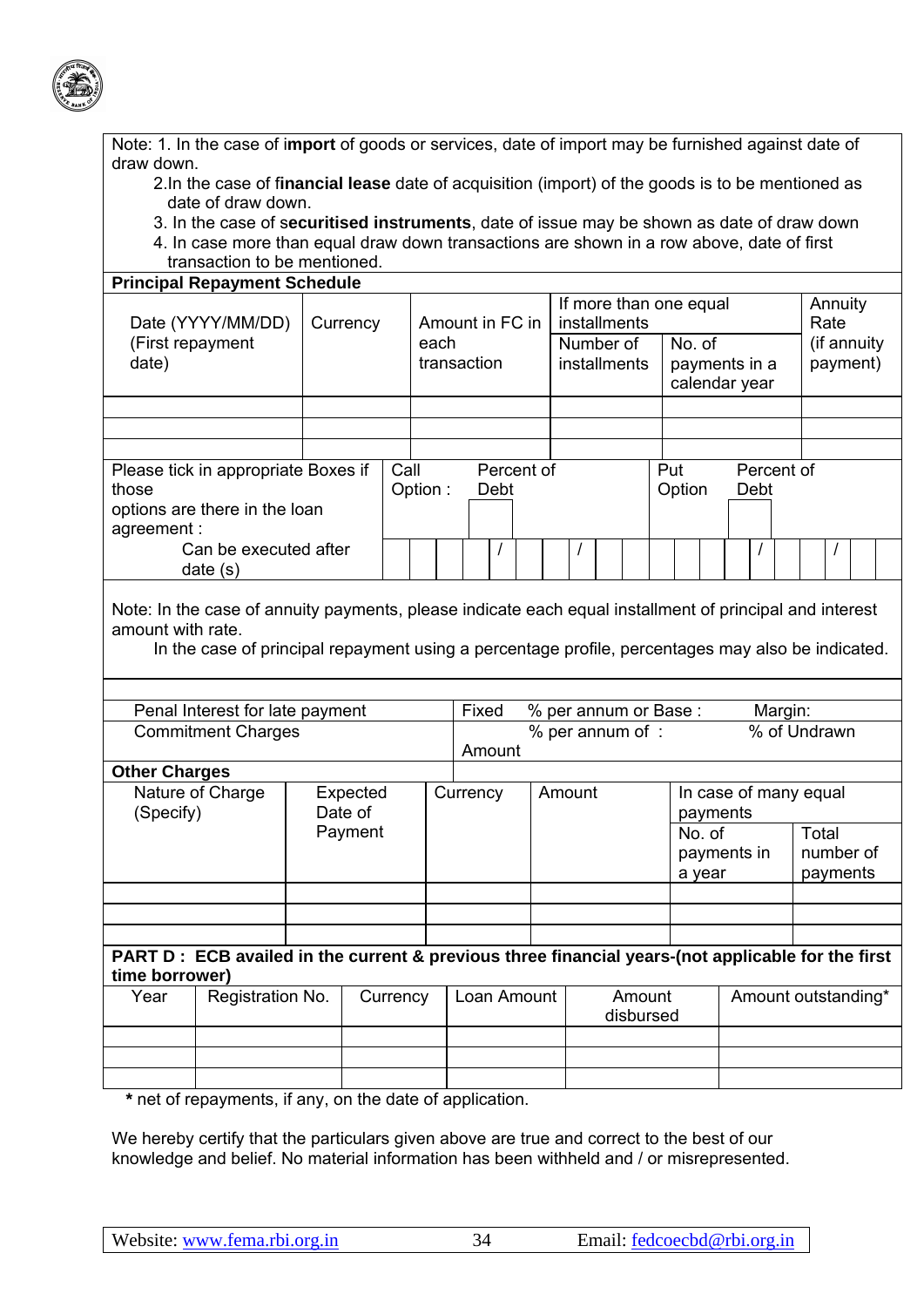Note: 1. In the case of **import** of goods or services, date of import may be furnished against date of draw down.

2. In the case of **financial lease** date of acquisition (import) of the goods is to be mentioned as date of draw down.
3. In the case of **securitised instruments**, date of issue may be shown as date of draw down
4. In case more than equal draw down transactions are shown in a row above, date of first transaction to be mentioned.

**Principal Repayment Schedule**

| Date (YYYY/MM/DD) (First repayment date) | Currency | Amount in FC in each transaction | If more than one equal installments | | Annuity Rate (if annuity payment) |
|---|---|---|---|---|---|
| | | | Number of installments | No. of payments in a calendar year | |
| | | | | | |
| | | | | | |
| | | | | | |

| Please tick in appropriate Boxes if those options are there in the loan agreement : | Call Option : | Percent of Debt | Put Option | Percent of Debt |
|---|---|---|---|---|
| Can be executed after date (s) | / / | | / / | |

Note: In the case of annuity payments, please indicate each equal installment of principal and interest amount with rate.

In the case of principal repayment using a percentage profile, percentages may also be indicated.

| | | | |
|---|---|---|---|
| Penal Interest for late payment | Fixed % per annum or Base : | Margin: | |
| Commitment Charges | % per annum of : Amount | % of Undrawn | |

**Other Charges**

| Nature of Charge (Specify) | Expected Date of Payment | Currency | Amount | In case of many equal payments | |
|---|---|---|---|---|---|
| | | | | No. of payments in a year | Total number of payments |
| | | | | | |
| | | | | | |
| | | | | | |

**PART D : ECB availed in the current & previous three financial years-(not applicable for the first time borrower)**

| Year | Registration No. | Currency | Loan Amount | Amount disbursed | Amount outstanding* |
|---|---|---|---|---|---|
| | | | | | |
| | | | | | |
| | | | | | |

**\*** net of repayments, if any, on the date of application.

We hereby certify that the particulars given above are true and correct to the best of our knowledge and belief. No material information has been withheld and / or misrepresented.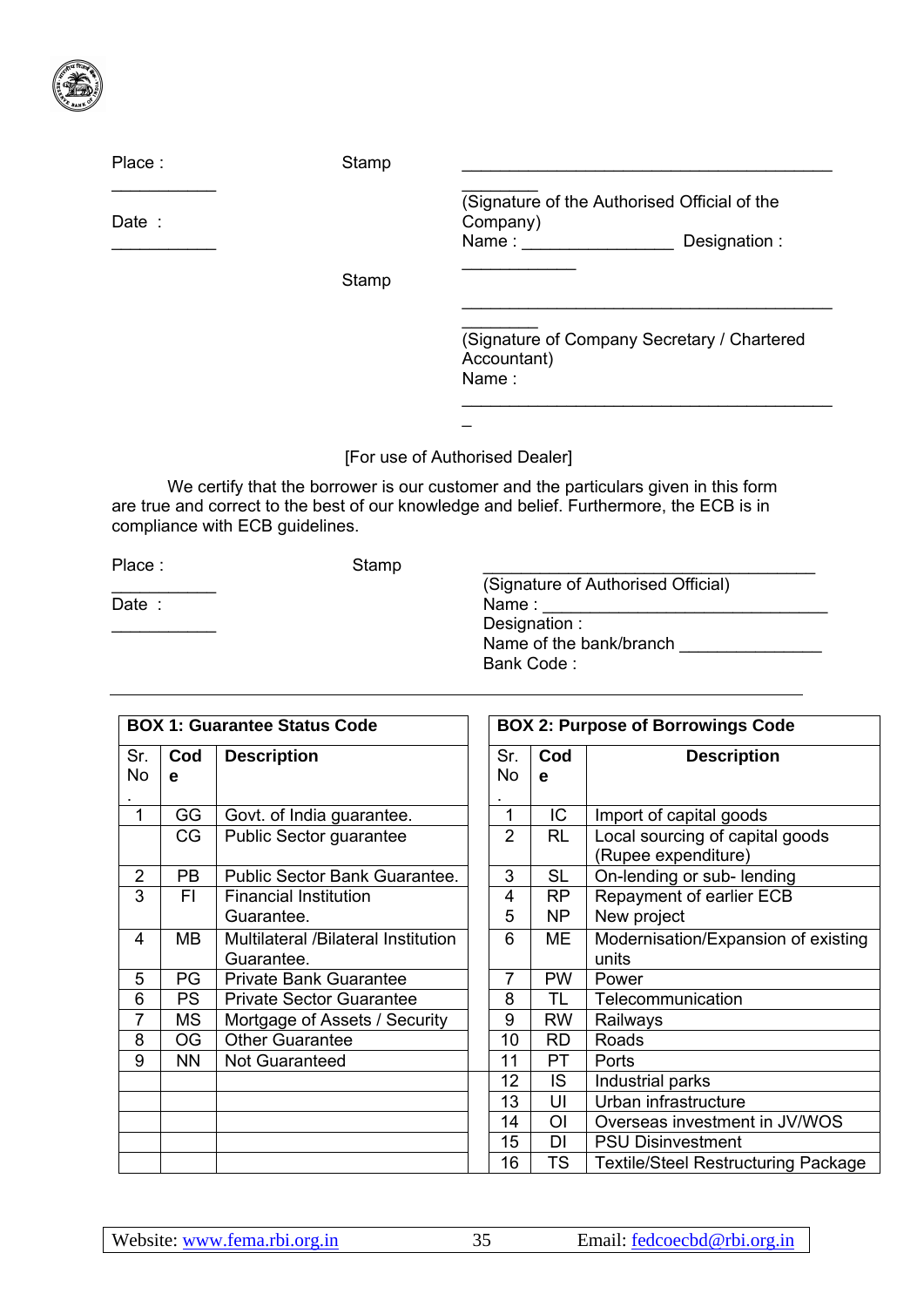Place : ___________

Date : ___________

Stamp

_________________________________________________

(Signature of the Authorised Official of the Company)

Name : ________________ Designation : ____________

Stamp

_________________________________________________

(Signature of Company Secretary / Chartered Accountant)

Name : __________________________________________

[For use of Authorised Dealer]

We certify that the borrower is our customer and the particulars given in this form are true and correct to the best of our knowledge and belief. Furthermore, the ECB is in compliance with ECB guidelines.

Place : ___________

Date : ___________

Stamp

_____________________________________

(Signature of Authorised Official)

Name : ______________________________

Designation :

Name of the bank/branch _______________

Bank Code :

**BOX 1: Guarantee Status Code**

| Sr. No. | Code | Description |
|---|---|---|
| 1 | GG | Govt. of India guarantee. |
| | CG | Public Sector guarantee |
| 2 | PB | Public Sector Bank Guarantee. |
| 3 | FI | Financial Institution Guarantee. |
| 4 | MB | Multilateral /Bilateral Institution Guarantee. |
| 5 | PG | Private Bank Guarantee |
| 6 | PS | Private Sector Guarantee |
| 7 | MS | Mortgage of Assets / Security |
| 8 | OG | Other Guarantee |
| 9 | NN | Not Guaranteed |

**BOX 2: Purpose of Borrowings Code**

| Sr. No. | Code | Description |
|---|---|---|
| 1 | IC | Import of capital goods |
| 2 | RL | Local sourcing of capital goods (Rupee expenditure) |
| 3 | SL | On-lending or sub- lending |
| 4 | RP | Repayment of earlier ECB |
| 5 | NP | New project |
| 6 | ME | Modernisation/Expansion of existing units |
| 7 | PW | Power |
| 8 | TL | Telecommunication |
| 9 | RW | Railways |
| 10 | RD | Roads |
| 11 | PT | Ports |
| 12 | IS | Industrial parks |
| 13 | UI | Urban infrastructure |
| 14 | OI | Overseas investment in JV/WOS |
| 15 | DI | PSU Disinvestment |
| 16 | TS | Textile/Steel Restructuring Package |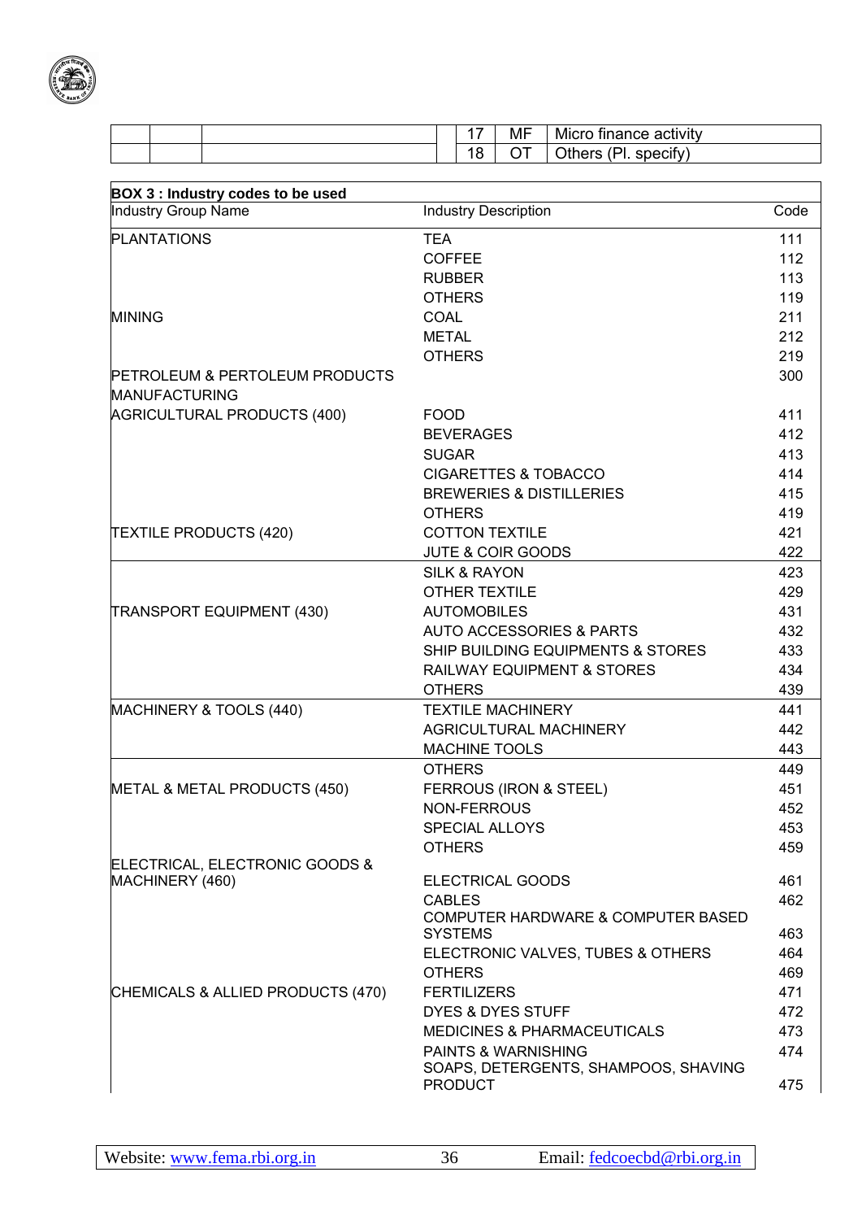| | | | | 17 | MF | Micro finance activity |
|---|---|---|---|---|---|---|
| | | | | 18 | OT | Others (Pl. specify) |

**BOX 3 : Industry codes to be used**

| Industry Group Name | Industry Description | Code |
|---|---|---|
| PLANTATIONS | TEA | 111 |
| | COFFEE | 112 |
| | RUBBER | 113 |
| | OTHERS | 119 |
| MINING | COAL | 211 |
| | METAL | 212 |
| | OTHERS | 219 |
| PETROLEUM & PERTOLEUM PRODUCTS | | 300 |
| MANUFACTURING | | |
| AGRICULTURAL PRODUCTS (400) | FOOD | 411 |
| | BEVERAGES | 412 |
| | SUGAR | 413 |
| | CIGARETTES & TOBACCO | 414 |
| | BREWERIES & DISTILLERIES | 415 |
| | OTHERS | 419 |
| TEXTILE PRODUCTS (420) | COTTON TEXTILE | 421 |
| | JUTE & COIR GOODS | 422 |
| | SILK & RAYON | 423 |
| | OTHER TEXTILE | 429 |
| TRANSPORT EQUIPMENT (430) | AUTOMOBILES | 431 |
| | AUTO ACCESSORIES & PARTS | 432 |
| | SHIP BUILDING EQUIPMENTS & STORES | 433 |
| | RAILWAY EQUIPMENT & STORES | 434 |
| | OTHERS | 439 |
| MACHINERY & TOOLS (440) | TEXTILE MACHINERY | 441 |
| | AGRICULTURAL MACHINERY | 442 |
| | MACHINE TOOLS | 443 |
| | OTHERS | 449 |
| METAL & METAL PRODUCTS (450) | FERROUS (IRON & STEEL) | 451 |
| | NON-FERROUS | 452 |
| | SPECIAL ALLOYS | 453 |
| | OTHERS | 459 |
| ELECTRICAL, ELECTRONIC GOODS & MACHINERY (460) | ELECTRICAL GOODS | 461 |
| | CABLES | 462 |
| | COMPUTER HARDWARE & COMPUTER BASED SYSTEMS | 463 |
| | ELECTRONIC VALVES, TUBES & OTHERS | 464 |
| | OTHERS | 469 |
| CHEMICALS & ALLIED PRODUCTS (470) | FERTILIZERS | 471 |
| | DYES & DYES STUFF | 472 |
| | MEDICINES & PHARMACEUTICALS | 473 |
| | PAINTS & WARNISHING | 474 |
| | SOAPS, DETERGENTS, SHAMPOOS, SHAVING PRODUCT | 475 |

Website: www.fema.rbi.org.in Email: fedcoecbd@rbi.org.in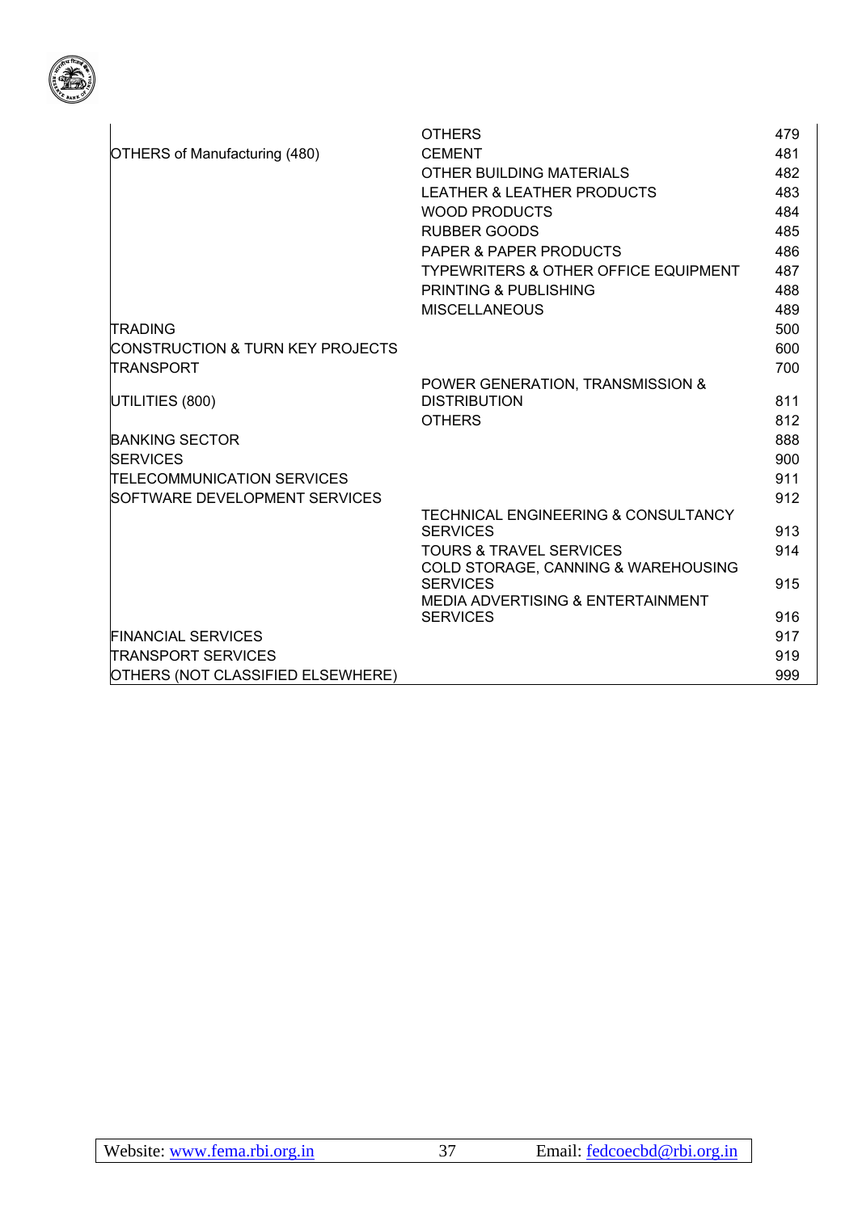| | | |
|---|---|---|
| | OTHERS | 479 |
| OTHERS of Manufacturing (480) | CEMENT | 481 |
| | OTHER BUILDING MATERIALS | 482 |
| | LEATHER & LEATHER PRODUCTS | 483 |
| | WOOD PRODUCTS | 484 |
| | RUBBER GOODS | 485 |
| | PAPER & PAPER PRODUCTS | 486 |
| | TYPEWRITERS & OTHER OFFICE EQUIPMENT | 487 |
| | PRINTING & PUBLISHING | 488 |
| | MISCELLANEOUS | 489 |
| TRADING | | 500 |
| CONSTRUCTION & TURN KEY PROJECTS | | 600 |
| TRANSPORT | | 700 |
| UTILITIES (800) | POWER GENERATION, TRANSMISSION & DISTRIBUTION | 811 |
| | OTHERS | 812 |
| BANKING SECTOR | | 888 |
| SERVICES | | 900 |
| TELECOMMUNICATION SERVICES | | 911 |
| SOFTWARE DEVELOPMENT SERVICES | | 912 |
| | TECHNICAL ENGINEERING & CONSULTANCY SERVICES | 913 |
| | TOURS & TRAVEL SERVICES | 914 |
| | COLD STORAGE, CANNING & WAREHOUSING SERVICES | 915 |
| | MEDIA ADVERTISING & ENTERTAINMENT SERVICES | 916 |
| FINANCIAL SERVICES | | 917 |
| TRANSPORT SERVICES | | 919 |
| OTHERS (NOT CLASSIFIED ELSEWHERE) | | 999 |